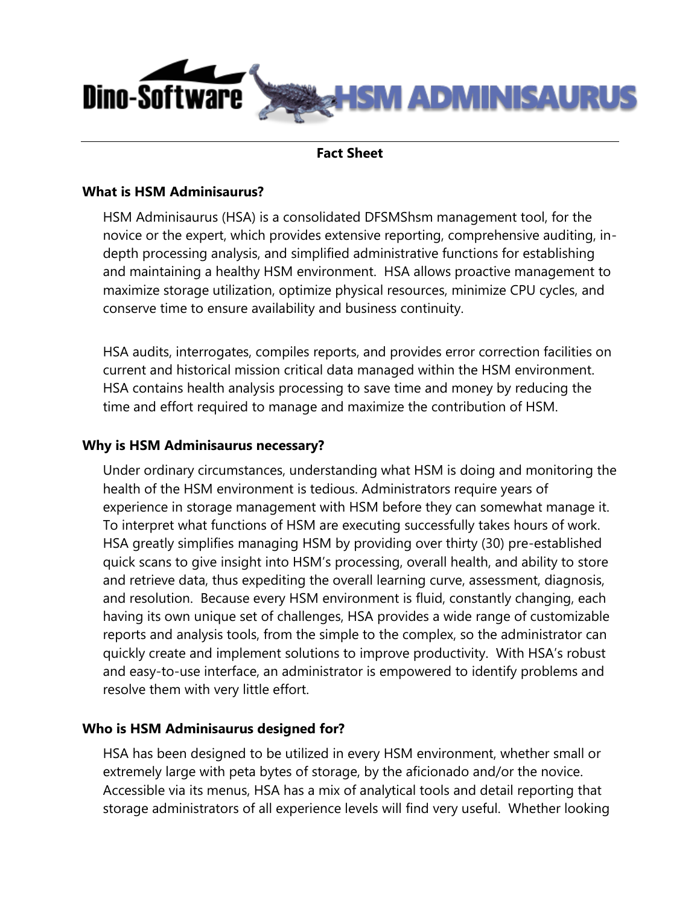Dino-Software HSM ADMINISAURUS

**Fact Sheet**

## What is HSM Adminisaurus?

HSM Adminisaurus (HSA) is a consolidated DFSMShsm management tool, for the novice or the expert, which provides extensive reporting, comprehensive auditing, in-depth processing analysis, and simplified administrative functions for establishing and maintaining a healthy HSM environment. HSA allows proactive management to maximize storage utilization, optimize physical resources, minimize CPU cycles, and conserve time to ensure availability and business continuity.

HSA audits, interrogates, compiles reports, and provides error correction facilities on current and historical mission critical data managed within the HSM environment. HSA contains health analysis processing to save time and money by reducing the time and effort required to manage and maximize the contribution of HSM.

## Why is HSM Adminisaurus necessary?

Under ordinary circumstances, understanding what HSM is doing and monitoring the health of the HSM environment is tedious. Administrators require years of experience in storage management with HSM before they can somewhat manage it. To interpret what functions of HSM are executing successfully takes hours of work. HSA greatly simplifies managing HSM by providing over thirty (30) pre-established quick scans to give insight into HSM's processing, overall health, and ability to store and retrieve data, thus expediting the overall learning curve, assessment, diagnosis, and resolution. Because every HSM environment is fluid, constantly changing, each having its own unique set of challenges, HSA provides a wide range of customizable reports and analysis tools, from the simple to the complex, so the administrator can quickly create and implement solutions to improve productivity. With HSA's robust and easy-to-use interface, an administrator is empowered to identify problems and resolve them with very little effort.

## Who is HSM Adminisaurus designed for?

HSA has been designed to be utilized in every HSM environment, whether small or extremely large with peta bytes of storage, by the aficionado and/or the novice. Accessible via its menus, HSA has a mix of analytical tools and detail reporting that storage administrators of all experience levels will find very useful. Whether looking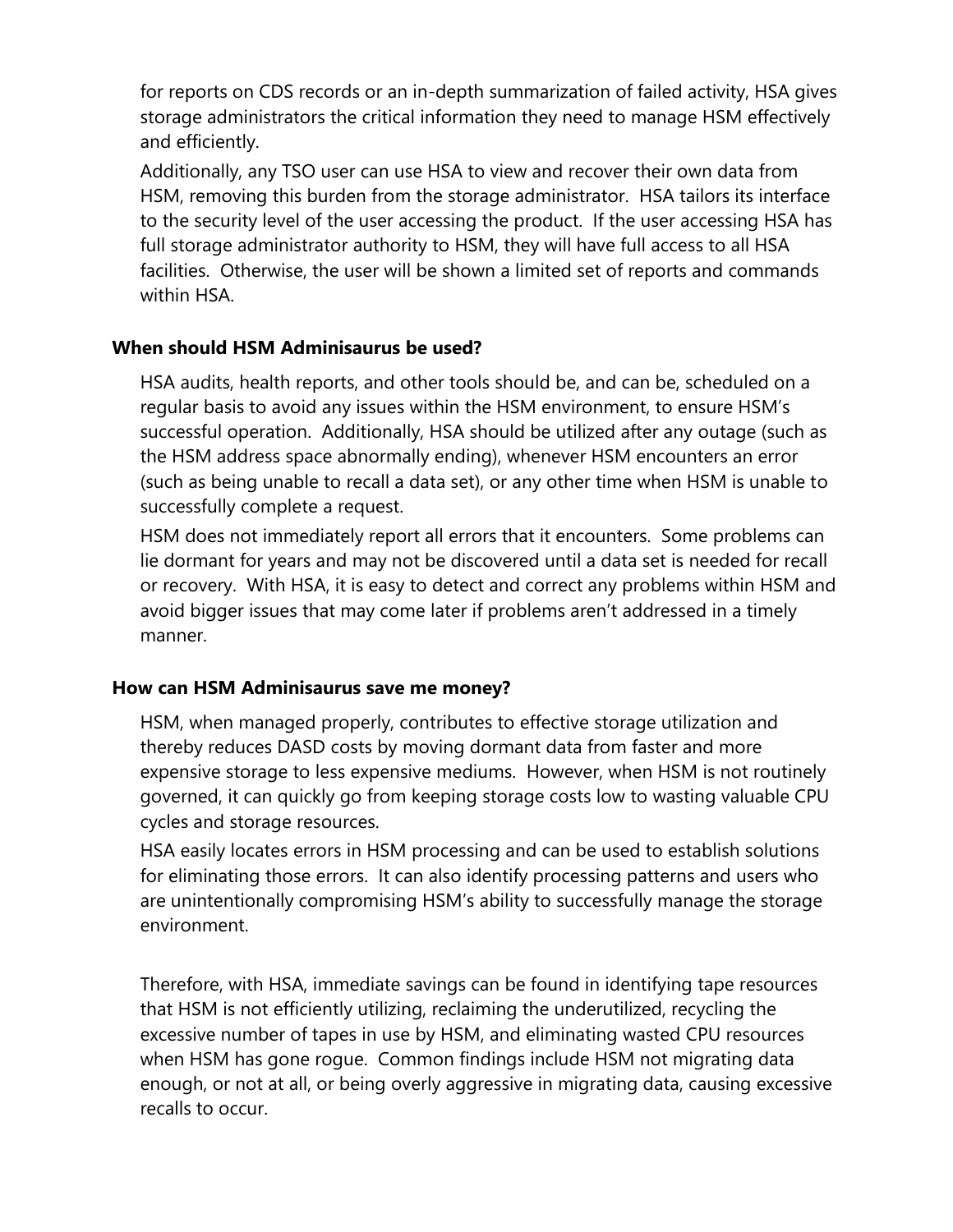for reports on CDS records or an in-depth summarization of failed activity, HSA gives storage administrators the critical information they need to manage HSM effectively and efficiently.

Additionally, any TSO user can use HSA to view and recover their own data from HSM, removing this burden from the storage administrator. HSA tailors its interface to the security level of the user accessing the product. If the user accessing HSA has full storage administrator authority to HSM, they will have full access to all HSA facilities. Otherwise, the user will be shown a limited set of reports and commands within HSA.

### When should HSM Adminisaurus be used?

HSA audits, health reports, and other tools should be, and can be, scheduled on a regular basis to avoid any issues within the HSM environment, to ensure HSM's successful operation. Additionally, HSA should be utilized after any outage (such as the HSM address space abnormally ending), whenever HSM encounters an error (such as being unable to recall a data set), or any other time when HSM is unable to successfully complete a request.

HSM does not immediately report all errors that it encounters. Some problems can lie dormant for years and may not be discovered until a data set is needed for recall or recovery. With HSA, it is easy to detect and correct any problems within HSM and avoid bigger issues that may come later if problems aren't addressed in a timely manner.

### How can HSM Adminisaurus save me money?

HSM, when managed properly, contributes to effective storage utilization and thereby reduces DASD costs by moving dormant data from faster and more expensive storage to less expensive mediums. However, when HSM is not routinely governed, it can quickly go from keeping storage costs low to wasting valuable CPU cycles and storage resources.

HSA easily locates errors in HSM processing and can be used to establish solutions for eliminating those errors. It can also identify processing patterns and users who are unintentionally compromising HSM's ability to successfully manage the storage environment.

Therefore, with HSA, immediate savings can be found in identifying tape resources that HSM is not efficiently utilizing, reclaiming the underutilized, recycling the excessive number of tapes in use by HSM, and eliminating wasted CPU resources when HSM has gone rogue. Common findings include HSM not migrating data enough, or not at all, or being overly aggressive in migrating data, causing excessive recalls to occur.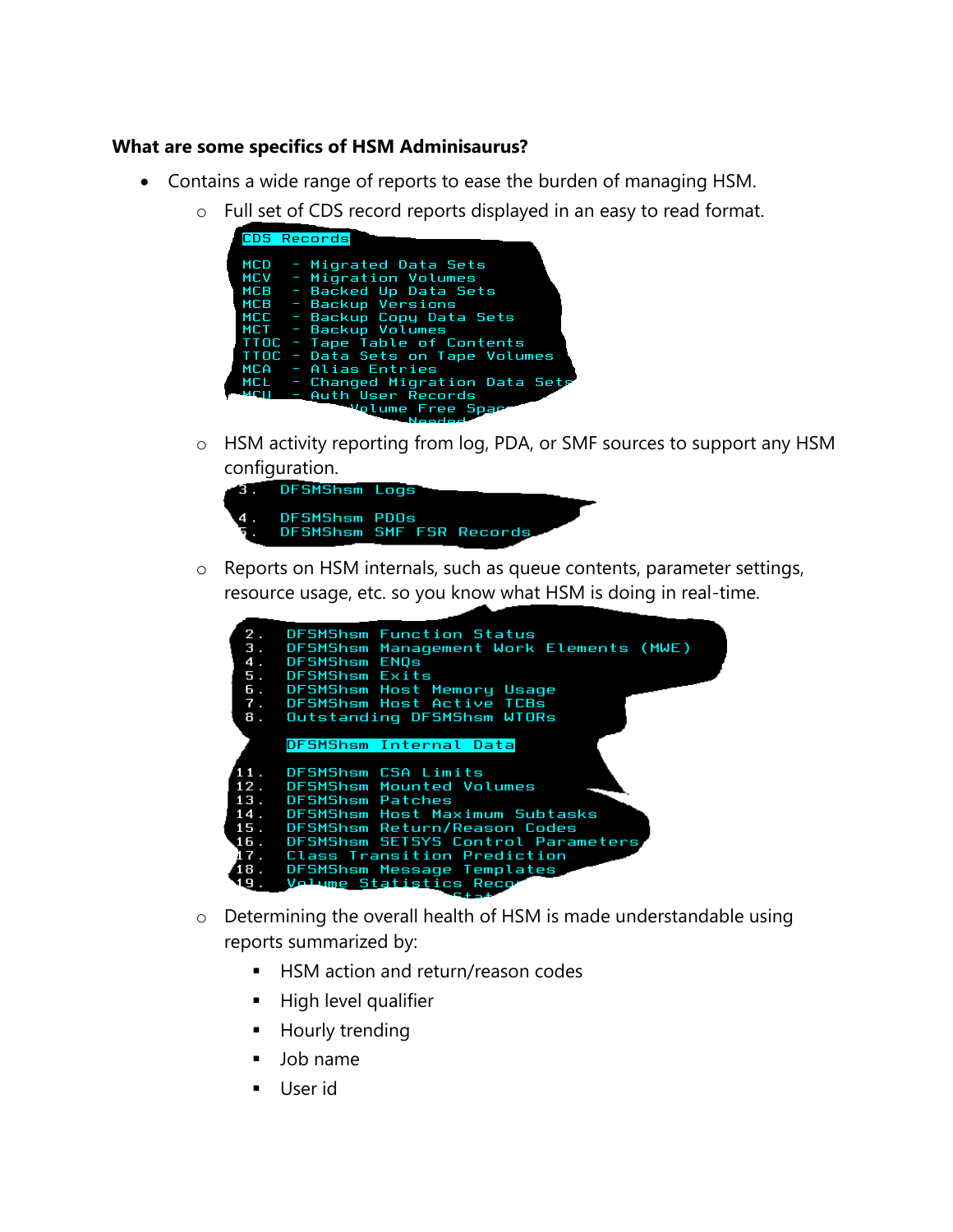**What are some specifics of HSM Adminisaurus?**

- Contains a wide range of reports to ease the burden of managing HSM.
  - Full set of CDS record reports displayed in an easy to read format.

```
CDS Records

MCD  - Migrated Data Sets
MCV  - Migration Volumes
MCB  - Backed Up Data Sets
MCB  - Backup Versions
MCC  - Backup Copy Data Sets
MCT  - Backup Volumes
TTOC - Tape Table of Contents
TTOC - Data Sets on Tape Volumes
MCA  - Alias Entries
MCL  - Changed Migration Data Sets
MCU  - Auth User Records
```

  - HSM activity reporting from log, PDA, or SMF sources to support any HSM configuration.

```
3.  DFSMShsm Logs

4.  DFSMShsm PDOs
5.  DFSMShsm SMF FSR Records
```

  - Reports on HSM internals, such as queue contents, parameter settings, resource usage, etc. so you know what HSM is doing in real-time.

```
 2.  DFSMShsm Function Status
 3.  DFSMShsm Management Work Elements (MWE)
 4.  DFSMShsm ENQs
 5.  DFSMShsm Exits
 6.  DFSMShsm Host Memory Usage
 7.  DFSMShsm Host Active TCBs
 8.  Outstanding DFSMShsm WTORs

     DFSMShsm Internal Data

11.  DFSMShsm CSA Limits
12.  DFSMShsm Mounted Volumes
13.  DFSMShsm Patches
14.  DFSMShsm Host Maximum Subtasks
15.  DFSMShsm Return/Reason Codes
16.  DFSMShsm SETSYS Control Parameters
17.  Class Transition Prediction
18.  DFSMShsm Message Templates
19.  Volume Statistics Reco
```

  - Determining the overall health of HSM is made understandable using reports summarized by:
    - HSM action and return/reason codes
    - High level qualifier
    - Hourly trending
    - Job name
    - User id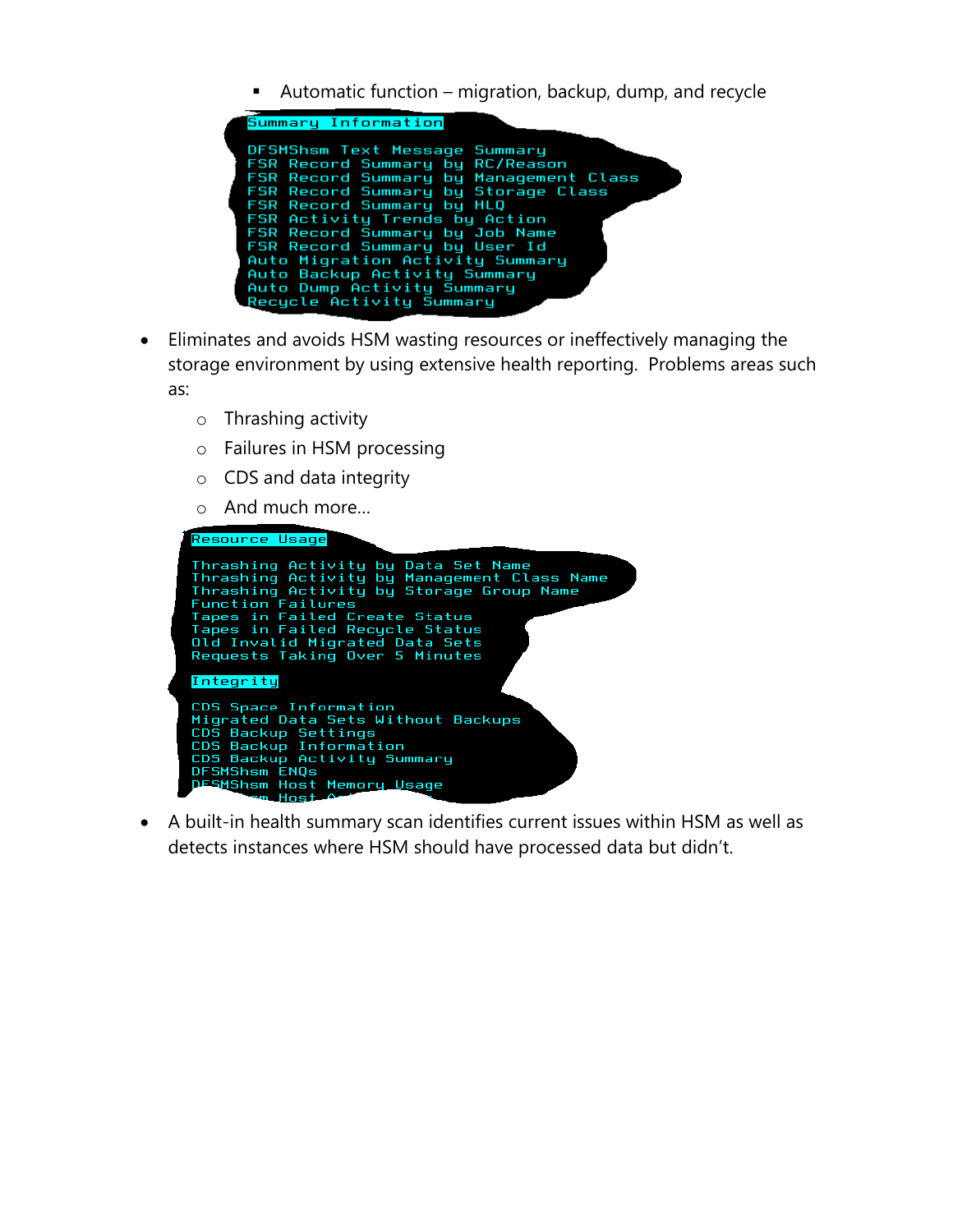- Automatic function – migration, backup, dump, and recycle

```
Summary Information

DFSMShsm Text Message Summary
FSR Record Summary by RC/Reason
FSR Record Summary by Management Class
FSR Record Summary by Storage Class
FSR Record Summary by HLQ
FSR Activity Trends by Action
FSR Record Summary by Job Name
FSR Record Summary by User Id
Auto Migration Activity Summary
Auto Backup Activity Summary
Auto Dump Activity Summary
Recycle Activity Summary
```

- Eliminates and avoids HSM wasting resources or ineffectively managing the storage environment by using extensive health reporting. Problems areas such as:
  - Thrashing activity
  - Failures in HSM processing
  - CDS and data integrity
  - And much more…

```
Resource Usage

Thrashing Activity by Data Set Name
Thrashing Activity by Management Class Name
Thrashing Activity by Storage Group Name
Function Failures
Tapes in Failed Create Status
Tapes in Failed Recycle Status
Old Invalid Migrated Data Sets
Requests Taking Over 5 Minutes

Integrity

CDS Space Information
Migrated Data Sets Without Backups
CDS Backup Settings
CDS Backup Information
CDS Backup Activity Summary
DFSMShsm ENQs
DFSMShsm Host Memory Usage
```

- A built-in health summary scan identifies current issues within HSM as well as detects instances where HSM should have processed data but didn't.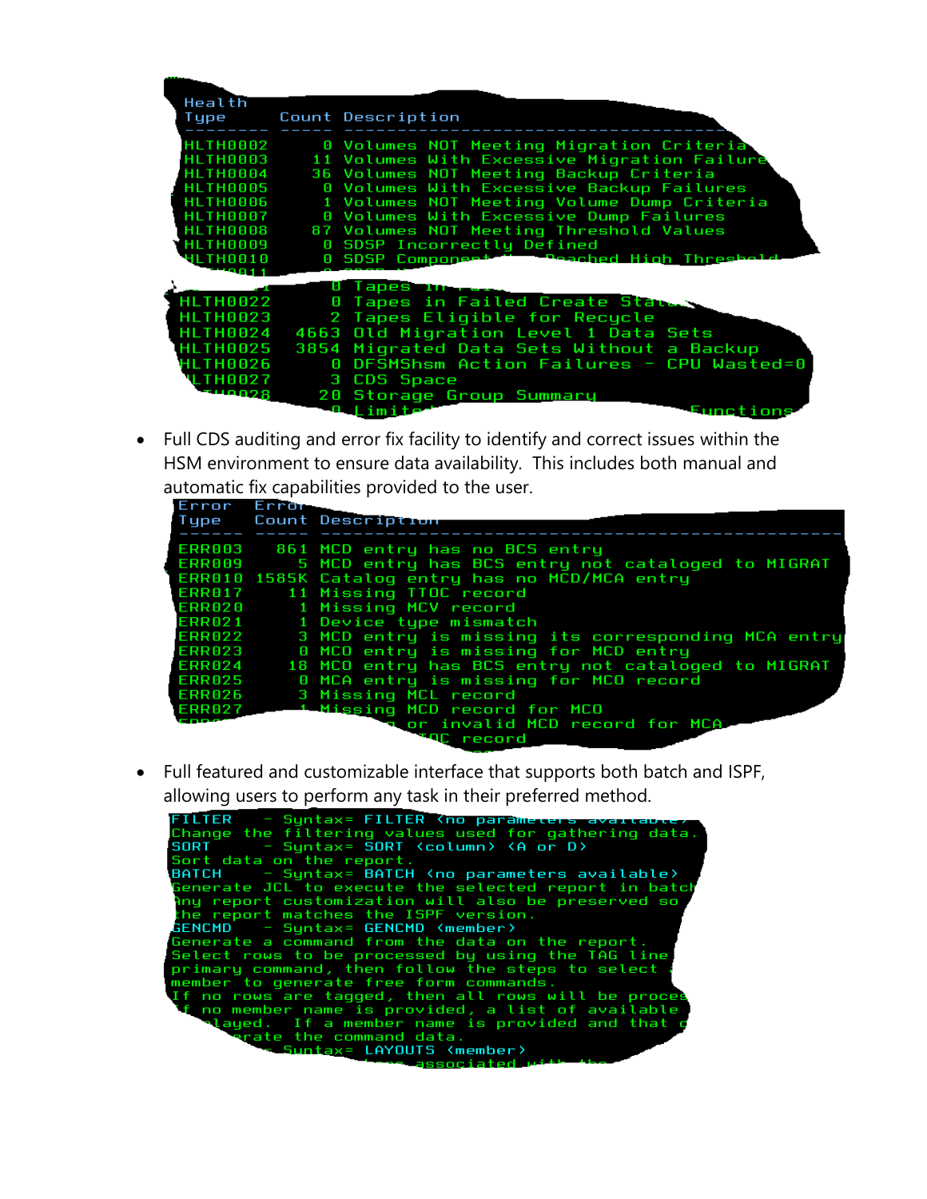```
Health
Type      Count Description
--------  ----- ------------------------------------------
HLTH0002      0 Volumes NOT Meeting Migration Criteria
HLTH0003     11 Volumes With Excessive Migration Failure
HLTH0004     36 Volumes NOT Meeting Backup Criteria
HLTH0005      0 Volumes With Excessive Backup Failures
HLTH0006      1 Volumes NOT Meeting Volume Dump Criteria
HLTH0007      0 Volumes With Excessive Dump Failures
HLTH0008     87 Volumes NOT Meeting Threshold Values
HLTH0009      0 SDSP Incorrectly Defined
HLTH0010      0 SDSP Component Has Reached High Threshold
HLTH0022      0 Tapes in Failed Create State
HLTH0023      2 Tapes Eligible for Recycle
HLTH0024   4663 Old Migration Level 1 Data Sets
HLTH0025   3854 Migrated Data Sets Without a Backup
HLTH0026      0 DFSMShsm Action Failures - CPU Wasted=0
HLTH0027      3 CDS Space
HLTH0028     20 Storage Group Summary
```

- Full CDS auditing and error fix facility to identify and correct issues within the HSM environment to ensure data availability. This includes both manual and automatic fix capabilities provided to the user.

```
Error   Error
Type    Count Description
------  ----- ------------------------------------------
ERR003    861 MCD entry has no BCS entry
ERR009      5 MCD entry has BCS entry not cataloged to MIGRAT
ERR010  1585K Catalog entry has no MCD/MCA entry
ERR017     11 Missing TTOC record
ERR020      1 Missing MCV record
ERR021      1 Device type mismatch
ERR022      3 MCD entry is missing its corresponding MCA entry
ERR023      0 MCD entry is missing for MCD entry
ERR024     18 MCD entry has BCS entry not cataloged to MIGRAT
ERR025      0 MCA entry is missing for MCO record
ERR026      3 Missing MCL record
ERR027      1 Missing MCD record for MCO
```

- Full featured and customizable interface that supports both batch and ISPF, allowing users to perform any task in their preferred method.

```
FILTER    - Syntax= FILTER <no parameters available>
Change the filtering values used for gathering data.
SORT      - Syntax= SORT <column> <A or D>
Sort data on the report.
BATCH     - Syntax= BATCH <no parameters available>
Generate JCL to execute the selected report in batch
Any report customization will also be preserved so
the report matches the ISPF version.
GENCMD    - Syntax= GENCMD <member>
Generate a command from the data on the report.
Select rows to be processed by using the TAG line
primary command, then follow the steps to select
member to generate free form commands.
If no rows are tagged, then all rows will be proces
If no member name is provided, a list of available
displayed. If a member name is provided and that
generate the command data.
          - Syntax= LAYOUTS <member>
```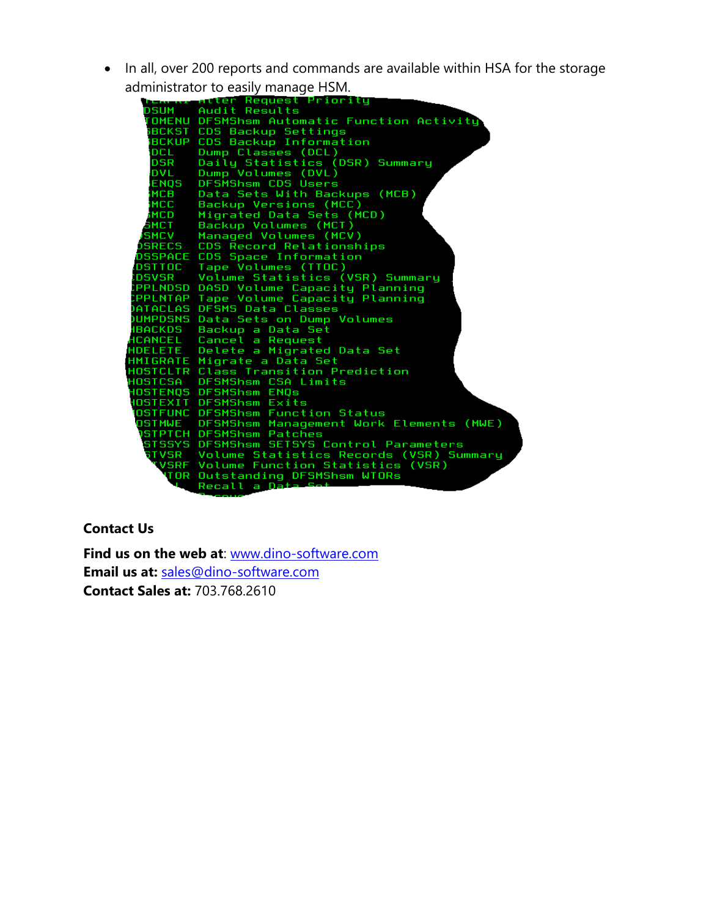- In all, over 200 reports and commands are available within HSA for the storage administrator to easily manage HSM.

```
         Alter Request Priority
DSUM     Audit Results
TOMENU   DFSMShsm Automatic Function Activity
BCKST    CDS Backup Settings
BCKUP    CDS Backup Information
DCL      Dump Classes (DCL)
DSR      Daily Statistics (DSR) Summary
DVL      Dump Volumes (DVL)
ENQS     DFSMShsm CDS Users
MCB      Data Sets With Backups (MCB)
MCC      Backup Versions (MCC)
MCD      Migrated Data Sets (MCD)
MCT      Backup Volumes (MCT)
SMCV     Managed Volumes (MCV)
DSRECS   CDS Record Relationships
DSSPACE  CDS Space Information
DSTTOC   Tape Volumes (TTOC)
DSVSR    Volume Statistics (VSR) Summary
PPLNDSD  DASD Volume Capacity Planning
PPLNTAP  Tape Volume Capacity Planning
DATACLAS DFSMS Data Classes
DUMPDSNS Data Sets on Dump Volumes
HBACKDS  Backup a Data Set
HCANCEL  Cancel a Request
HDELETE  Delete a Migrated Data Set
HMIGRATE Migrate a Data Set
HOSTCLTR Class Transition Prediction
HOSTCSA  DFSMShsm CSA Limits
HOSTENQS DFSMShsm ENQs
HOSTEXIT DFSMShsm Exits
HOSTFUNC DFSMShsm Function Status
OSTMWE   DFSMShsm Management Work Elements (MWE)
OSTPTCH  DFSMShsm Patches
STSSYS   DFSMShsm SETSYS Control Parameters
STVSR    Volume Statistics Records (VSR) Summary
VSRF     Volume Function Statistics (VSR)
TOR      Outstanding DFSMShsm WTORs
         Recall a Data Set
```

**Contact Us**

**Find us on the web at**: www.dino-software.com
**Email us at:** sales@dino-software.com
**Contact Sales at:** 703.768.2610